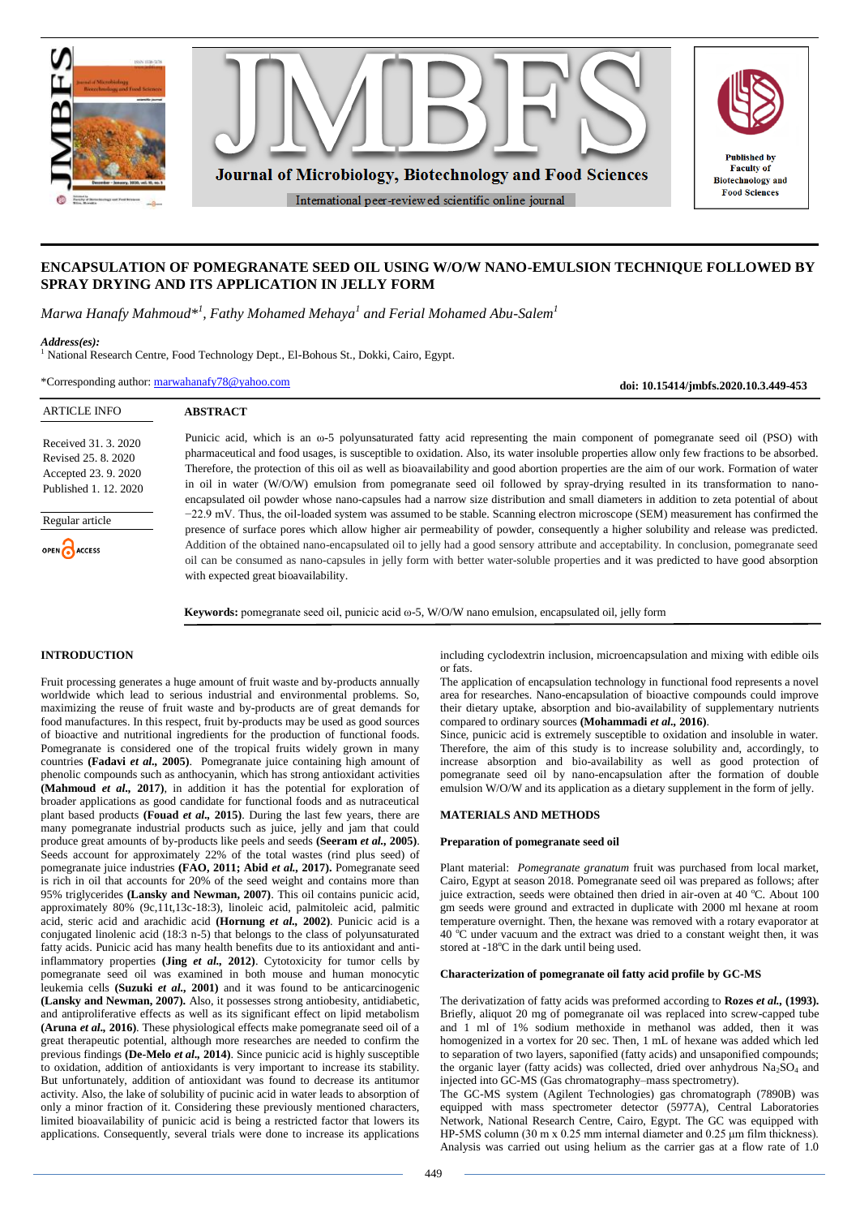# ENCAPSULATION OF POMEGRANATE SEED OIL USING W/O/W NANO-EMULSION TECHNIQUE FOLLOWED BY SPRAY DRYING AND ITS APPLICATION IN JELLY FORM

*Marwa Hanafy Mahmoud*[1], Fathy Mohamed Mehaya[1] and Ferial Mohamed Abu-Salem[1]*

***Address(es):***
[1] National Research Centre, Food Technology Dept., El-Bohous St., Dokki, Cairo, Egypt.

*Corresponding author: marwahanafy78@yahoo.com

**doi: 10.15414/jmbfs.2020.10.3.449-453**

ARTICLE INFO

Received 31. 3. 2020
Revised 25. 8. 2020
Accepted 23. 9. 2020
Published 1. 12. 2020

Regular article

OPEN ACCESS

## ABSTRACT

Punicic acid, which is an ω-5 polyunsaturated fatty acid representing the main component of pomegranate seed oil (PSO) with pharmaceutical and food usages, is susceptible to oxidation. Also, its water insoluble properties allow only few fractions to be absorbed. Therefore, the protection of this oil as well as bioavailability and good abortion properties are the aim of our work. Formation of water in oil in water (W/O/W) emulsion from pomegranate seed oil followed by spray-drying resulted in its transformation to nano-encapsulated oil powder whose nano-capsules had a narrow size distribution and small diameters in addition to zeta potential of about −22.9 mV. Thus, the oil-loaded system was assumed to be stable. Scanning electron microscope (SEM) measurement has confirmed the presence of surface pores which allow higher air permeability of powder, consequently a higher solubility and release was predicted. Addition of the obtained nano-encapsulated oil to jelly had a good sensory attribute and acceptability. In conclusion, pomegranate seed oil can be consumed as nano-capsules in jelly form with better water-soluble properties and it was predicted to have good absorption with expected great bioavailability.

**Keywords:** pomegranate seed oil, punicic acid ω-5, W/O/W nano emulsion, encapsulated oil, jelly form

## INTRODUCTION

Fruit processing generates a huge amount of fruit waste and by-products annually worldwide which lead to serious industrial and environmental problems. So, maximizing the reuse of fruit waste and by-products are of great demands for food manufactures. In this respect, fruit by-products may be used as good sources of bioactive and nutritional ingredients for the production of functional foods. Pomegranate is considered one of the tropical fruits widely grown in many countries **(Fadavi *et al.*, 2005)**. Pomegranate juice containing high amount of phenolic compounds such as anthocyanin, which has strong antioxidant activities **(Mahmoud *et al.*, 2017)**, in addition it has the potential for exploration of broader applications as good candidate for functional foods and as nutraceutical plant based products **(Fouad *et al.*, 2015)**. During the last few years, there are many pomegranate industrial products such as juice, jelly and jam that could produce great amounts of by-products like peels and seeds **(Seeram *et al.*, 2005)**. Seeds account for approximately 22% of the total wastes (rind plus seed) of pomegranate juice industries **(FAO, 2011; Abid *et al.*, 2017)**. Pomegranate seed is rich in oil that accounts for 20% of the seed weight and contains more than 95% triglycerides **(Lansky and Newman, 2007)**. This oil contains punicic acid, approximately 80% (9c,11t,13c-18:3), linoleic acid, palmitoleic acid, palmitic acid, steric acid and arachidic acid **(Hornung *et al.*, 2002)**. Punicic acid is a conjugated linolenic acid (18:3 n-5) that belongs to the class of polyunsaturated fatty acids. Punicic acid has many health benefits due to its antioxidant and anti-inflammatory properties **(Jing *et al.*, 2012)**. Cytotoxicity for tumor cells by pomegranate seed oil was examined in both mouse and human monocytic leukemia cells **(Suzuki *et al.*, 2001)** and it was found to be anticarcinogenic **(Lansky and Newman, 2007)**. Also, it possesses strong antiobesity, antidiabetic, and antiproliferative effects as well as its significant effect on lipid metabolism **(Aruna *et al.*, 2016)**. These physiological effects make pomegranate seed oil of a great therapeutic potential, although more researches are needed to confirm the previous findings **(De-Melo *et al.*, 2014)**. Since punicic acid is highly susceptible to oxidation, addition of antioxidants is very important to increase its stability. But unfortunately, addition of antioxidant was found to decrease its antitumor activity. Also, the lake of solubility of pucinic acid in water leads to absorption of only a minor fraction of it. Considering these previously mentioned characters, limited bioavailability of punicic acid is being a restricted factor that lowers its applications. Consequently, several trials were done to increase its applications including cyclodextrin inclusion, microencapsulation and mixing with edible oils or fats.

The application of encapsulation technology in functional food represents a novel area for researches. Nano-encapsulation of bioactive compounds could improve their dietary uptake, absorption and bio-availability of supplementary nutrients compared to ordinary sources **(Mohammadi *et al.*, 2016)**.

Since, punicic acid is extremely susceptible to oxidation and insoluble in water. Therefore, the aim of this study is to increase solubility and, accordingly, to increase absorption and bio-availability as well as good protection of pomegranate seed oil by nano-encapsulation after the formation of double emulsion W/O/W and its application as a dietary supplement in the form of jelly.

## MATERIALS AND METHODS

### Preparation of pomegranate seed oil

Plant material: *Pomegranate granatum* fruit was purchased from local market, Cairo, Egypt at season 2018. Pomegranate seed oil was prepared as follows; after juice extraction, seeds were obtained then dried in air-oven at 40 ºC. About 100 gm seeds were ground and extracted in duplicate with 2000 ml hexane at room temperature overnight. Then, the hexane was removed with a rotary evaporator at 40 ºC and the extract was dried to a constant weight then, it was stored at -18ºC in the dark until being used.

### Characterization of pomegranate oil fatty acid profile by GC-MS

The derivatization of fatty acids was preformed according to **Rozes *et al.*, (1993).** Briefly, aliquot 20 mg of pomegranate oil was replaced into screw-capped tube and 1 ml of 1% sodium methoxide in methanol was added, then it was homogenized in a vortex for 20 sec. Then, 1 mL of hexane was added which led to separation of two layers, saponified (fatty acids) and unsaponified compounds; the organic layer (fatty acids) was collected, dried over anhydrous $Na_2SO_4$ and injected into GC-MS (Gas chromatography–mass spectrometry).

The GC-MS system (Agilent Technologies) gas chromatograph (7890B) was equipped with mass spectrometer detector (5977A), Central Laboratories Network, National Research Centre, Cairo, Egypt. The GC was equipped with HP-5MS column (30 m x 0.25 mm internal diameter and 0.25 µm film thickness). Analysis was carried out using helium as the carrier gas at a flow rate of 1.0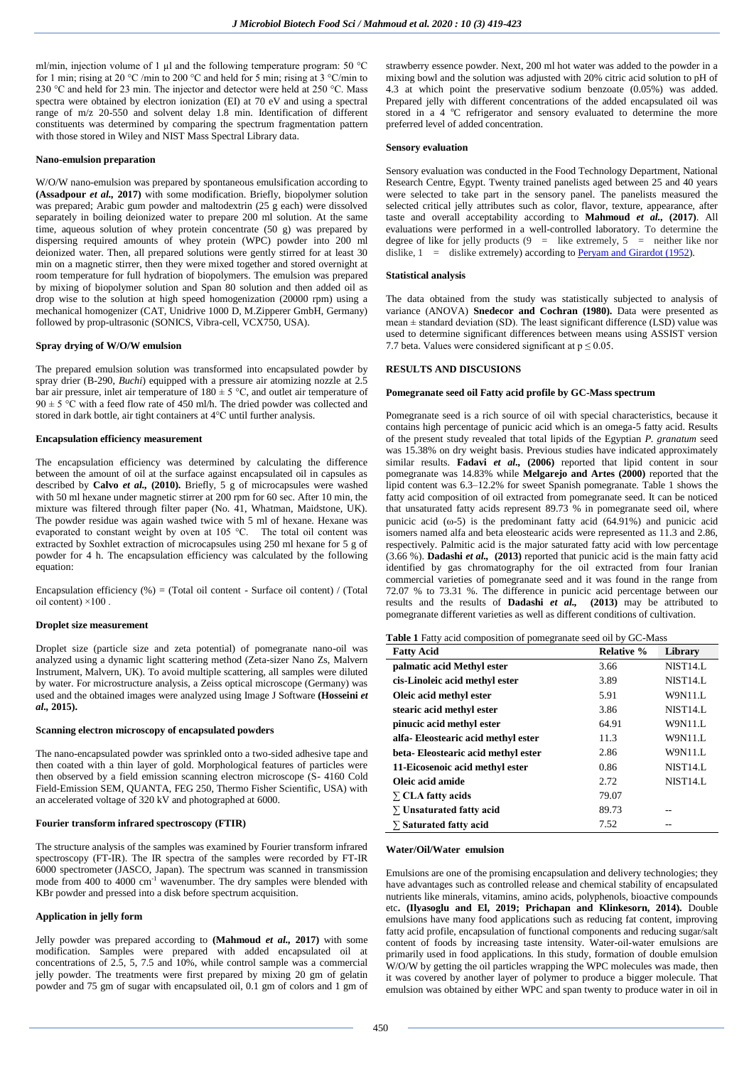ml/min, injection volume of 1 µl and the following temperature program: 50 °C for 1 min; rising at 20 °C /min to 200 °C and held for 5 min; rising at 3 °C/min to 230 °C and held for 23 min. The injector and detector were held at 250 °C. Mass spectra were obtained by electron ionization (EI) at 70 eV and using a spectral range of m/z 20-550 and solvent delay 1.8 min. Identification of different constituents was determined by comparing the spectrum fragmentation pattern with those stored in Wiley and NIST Mass Spectral Library data.

### Nano-emulsion preparation

W/O/W nano-emulsion was prepared by spontaneous emulsification according to **(Assadpour *et al.,* 2017)** with some modification. Briefly, biopolymer solution was prepared; Arabic gum powder and maltodextrin (25 g each) were dissolved separately in boiling deionized water to prepare 200 ml solution. At the same time, aqueous solution of whey protein concentrate (50 g) was prepared by dispersing required amounts of whey protein (WPC) powder into 200 ml deionized water. Then, all prepared solutions were gently stirred for at least 30 min on a magnetic stirrer, then they were mixed together and stored overnight at room temperature for full hydration of biopolymers. The emulsion was prepared by mixing of biopolymer solution and Span 80 solution and then added oil as drop wise to the solution at high speed homogenization (20000 rpm) using a mechanical homogenizer (CAT, Unidrive 1000 D, M.Zipperer GmbH, Germany) followed by prop-ultrasonic (SONICS, Vibra-cell, VCX750, USA).

### Spray drying of W/O/W emulsion

The prepared emulsion solution was transformed into encapsulated powder by spray drier (B-290, *Buchi*) equipped with a pressure air atomizing nozzle at 2.5 bar air pressure, inlet air temperature of 180 ± 5 °C, and outlet air temperature of 90 ± 5 °C with a feed flow rate of 450 ml/h. The dried powder was collected and stored in dark bottle, air tight containers at 4°C until further analysis.

### Encapsulation efficiency measurement

The encapsulation efficiency was determined by calculating the difference between the amount of oil at the surface against encapsulated oil in capsules as described by **Calvo *et al.,* (2010).** Briefly, 5 g of microcapsules were washed with 50 ml hexane under magnetic stirrer at 200 rpm for 60 sec. After 10 min, the mixture was filtered through filter paper (No. 41, Whatman, Maidstone, UK). The powder residue was again washed twice with 5 ml of hexane. Hexane was evaporated to constant weight by oven at 105 °C. The total oil content was extracted by Soxhlet extraction of microcapsules using 250 ml hexane for 5 g of powder for 4 h. The encapsulation efficiency was calculated by the following equation:

Encapsulation efficiency (%) = (Total oil content - Surface oil content) / (Total oil content) ×100 .

### Droplet size measurement

Droplet size (particle size and zeta potential) of pomegranate nano-oil was analyzed using a dynamic light scattering method (Zeta-sizer Nano Zs, Malvern Instrument, Malvern, UK). To avoid multiple scattering, all samples were diluted by water. For microstructure analysis, a Zeiss optical microscope (Germany) was used and the obtained images were analyzed using Image J Software **(Hosseini *et al.,* 2015).**

### Scanning electron microscopy of encapsulated powders

The nano-encapsulated powder was sprinkled onto a two-sided adhesive tape and then coated with a thin layer of gold. Morphological features of particles were then observed by a field emission scanning electron microscope (S- 4160 Cold Field-Emission SEM, QUANTA, FEG 250, Thermo Fisher Scientific, USA) with an accelerated voltage of 320 kV and photographed at 6000.

### Fourier transform infrared spectroscopy (FTIR)

The structure analysis of the samples was examined by Fourier transform infrared spectroscopy (FT-IR). The IR spectra of the samples were recorded by FT-IR 6000 spectrometer (JASCO, Japan). The spectrum was scanned in transmission mode from 400 to 4000 $cm^{-1}$ wavenumber. The dry samples were blended with KBr powder and pressed into a disk before spectrum acquisition.

### Application in jelly form

Jelly powder was prepared according to **(Mahmoud *et al.,* 2017)** with some modification. Samples were prepared with added encapsulated oil at concentrations of 2.5, 5, 7.5 and 10%, while control sample was a commercial jelly powder. The treatments were first prepared by mixing 20 gm of gelatin powder and 75 gm of sugar with encapsulated oil, 0.1 gm of colors and 1 gm of strawberry essence powder. Next, 200 ml hot water was added to the powder in a mixing bowl and the solution was adjusted with 20% citric acid solution to pH of 4.3 at which point the preservative sodium benzoate (0.05%) was added. Prepared jelly with different concentrations of the added encapsulated oil was stored in a 4 °C refrigerator and sensory evaluated to determine the more preferred level of added concentration.

### Sensory evaluation

Sensory evaluation was conducted in the Food Technology Department, National Research Centre, Egypt. Twenty trained panelists aged between 25 and 40 years were selected to take part in the sensory panel. The panelists measured the selected critical jelly attributes such as color, flavor, texture, appearance, after taste and overall acceptability according to **Mahmoud *et al.,* (2017)**. All evaluations were performed in a well-controlled laboratory. To determine the degree of like for jelly products (9 = like extremely, 5 = neither like nor dislike, 1 = dislike extremely) according to Peryam and Girardot (1952).

### Statistical analysis

The data obtained from the study was statistically subjected to analysis of variance (ANOVA) **Snedecor and Cochran (1980).** Data were presented as mean ± standard deviation (SD). The least significant difference (LSD) value was used to determine significant differences between means using ASSIST version 7.7 beta. Values were considered significant at $p \leq 0.05$.

## RESULTS AND DISCUSSIONS

### Pomegranate seed oil Fatty acid profile by GC-Mass spectrum

Pomegranate seed is a rich source of oil with special characteristics, because it contains high percentage of punicic acid which is an omega-5 fatty acid. Results of the present study revealed that total lipids of the Egyptian *P. granatum* seed was 15.38% on dry weight basis. Previous studies have indicated approximately similar results. **Fadavi *et al.,* (2006)** reported that lipid content in sour pomegranate was 14.83% while **Melgarejo and Artes (2000)** reported that the lipid content was 6.3–12.2% for sweet Spanish pomegranate. Table 1 shows the fatty acid composition of oil extracted from pomegranate seed. It can be noticed that unsaturated fatty acids represent 89.73 % in pomegranate seed oil, where punicic acid (ω-5) is the predominant fatty acid (64.91%) and punicic acid isomers named alfa and beta eleostearic acids were represented as 11.3 and 2.86, respectively. Palmitic acid is the major saturated fatty acid with low percentage (3.66 %). **Dadashi *et al.,* (2013)** reported that punicic acid is the main fatty acid identified by gas chromatography for the oil extracted from four Iranian commercial varieties of pomegranate seed and it was found in the range from 72.07 % to 73.31 %. The difference in punicic acid percentage between our results and the results of **Dadashi *et al.,* (2013)** may be attributed to pomegranate different varieties as well as different conditions of cultivation.

**Table 1** Fatty acid composition of pomegranate seed oil by GC-Mass

| Fatty Acid | Relative % | Library |
|---|---|---|
| palmatic acid Methyl ester | 3.66 | NIST14.L |
| cis-Linoleic acid methyl ester | 3.89 | NIST14.L |
| Oleic acid methyl ester | 5.91 | W9N11.L |
| stearic acid methyl ester | 3.86 | NIST14.L |
| pinucic acid methyl ester | 64.91 | W9N11.L |
| alfa- Eleostearic acid methyl ester | 11.3 | W9N11.L |
| beta- Eleostearic acid methyl ester | 2.86 | W9N11.L |
| 11-Eicosenoic acid methyl ester | 0.86 | NIST14.L |
| Oleic acid amide | 2.72 | NIST14.L |
| ∑ CLA fatty acids | 79.07 | |
| ∑ Unsaturated fatty acid | 89.73 | -- |
| ∑ Saturated fatty acid | 7.52 | -- |

### Water/Oil/Water emulsion

Emulsions are one of the promising encapsulation and delivery technologies; they have advantages such as controlled release and chemical stability of encapsulated nutrients like minerals, vitamins, amino acids, polyphenols, bioactive compounds etc**. (Ilyasoglu and El, 2019; Prichapan and Klinkesorn, 2014).** Double emulsions have many food applications such as reducing fat content, improving fatty acid profile, encapsulation of functional components and reducing sugar/salt content of foods by increasing taste intensity. Water-oil-water emulsions are primarily used in food applications. In this study, formation of double emulsion W/O/W by getting the oil particles wrapping the WPC molecules was made, then it was covered by another layer of polymer to produce a bigger molecule. That emulsion was obtained by either WPC and span twenty to produce water in oil in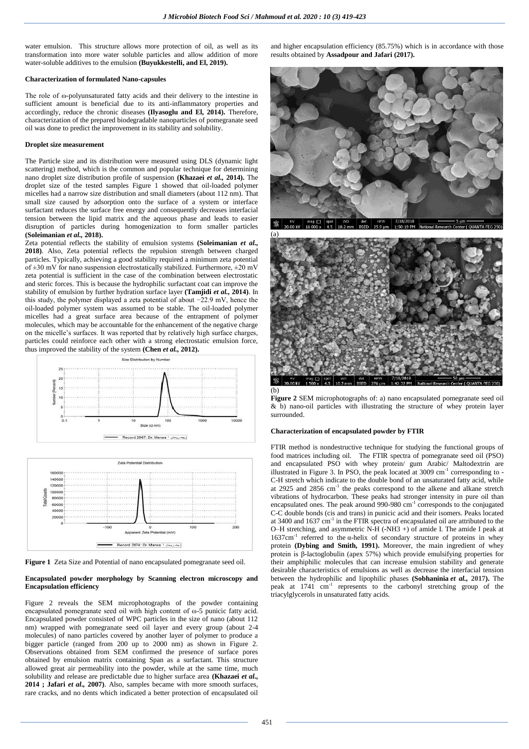water emulsion. This structure allows more protection of oil, as well as its transformation into more water soluble particles and allow addition of more water-soluble additives to the emulsion **(Buyukkestelli, and El, 2019).**

### Characterization of formulated Nano-capsules

The role of ω-polyunsaturated fatty acids and their delivery to the intestine in sufficient amount is beneficial due to its anti-inflammatory properties and accordingly, reduce the chronic diseases **(Ilyasoglu and El, 2014).** Therefore, characterization of the prepared biodegradable nanoparticles of pomegranate seed oil was done to predict the improvement in its stability and solubility.

### Droplet size measurement

The Particle size and its distribution were measured using DLS (dynamic light scattering) method, which is the common and popular technique for determining nano droplet size distribution profile of suspension **(Khazaei *et al.*, 2014).** The droplet size of the tested samples Figure 1 showed that oil-loaded polymer micelles had a narrow size distribution and small diameters (about 112 nm). That small size caused by adsorption onto the surface of a system or interface surfactant reduces the surface free energy and consequently decreases interfacial tension between the lipid matrix and the aqueous phase and leads to easier disruption of particles during homogenization to form smaller particles **(Soleimanian *et al.*, 2018).**

Zeta potential reflects the stability of emulsion systems **(Soleimanian *et al.*, 2018)**. Also, Zeta potential reflects the repulsion strength between charged particles. Typically, achieving a good stability required a minimum zeta potential of ±30 mV for nano suspension electrostatically stabilized. Furthermore, ±20 mV zeta potential is sufficient in the case of the combination between electrostatic and steric forces. This is because the hydrophilic surfactant coat can improve the stability of emulsion by further hydration surface layer **(Tamjidi *et al.*, 2014)**. In this study, the polymer displayed a zeta potential of about −22.9 mV, hence the oil-loaded polymer system was assumed to be stable. The oil-loaded polymer micelles had a great surface area because of the entrapment of polymer molecules, which may be accountable for the enhancement of the negative charge on the micelle's surfaces. It was reported that by relatively high surface charges, particles could reinforce each other with a strong electrostatic emulsion force, thus improved the stability of the system **(Chen *et al.*, 2012).**

**Figure 1** Zeta Size and Potential of nano encapsulated pomegranate seed oil.

### Encapsulated powder morphology by Scanning electron microscopy and Encapsulation efficiency

Figure 2 reveals the SEM microphotographs of the powder containing encapsulated pomegranate seed oil with high content of ω-5 punicic fatty acid. Encapsulated powder consisted of WPC particles in the size of nano (about 112 nm) wrapped with pomegranate seed oil layer and every group (about 2-4 molecules) of nano particles covered by another layer of polymer to produce a bigger particle (ranged from 200 up to 2000 nm) as shown in Figure 2. Observations obtained from SEM confirmed the presence of surface pores obtained by emulsion matrix containing Span as a surfactant. This structure allowed great air permeability into the powder, while at the same time, much solubility and release are predictable due to higher surface area **(Khazaei *et al.*, 2014 ; Jafari *et al.*, 2007)**. Also, samples became with more smooth surfaces, rare cracks, and no dents which indicated a better protection of encapsulated oil and higher encapsulation efficiency (85.75%) which is in accordance with those results obtained by **Assadpour and Jafari (2017).**

**Figure 2** SEM microphotographs of: a) nano encapsulated pomegranate seed oil & b) nano-oil particles with illustrating the structure of whey protein layer surrounded.

### Characterization of encapsulated powder by FTIR

FTIR method is nondestructive technique for studying the functional groups of food matrices including oil. The FTIR spectra of pomegranate seed oil (PSO) and encapsulated PSO with whey protein/ gum Arabic/ Maltodextrin are illustrated in Figure 3. In PSO, the peak located at 3009 $cm^{-1}$ corresponding to -C-H stretch which indicate to the double bond of an unsaturated fatty acid, while at 2925 and 2856 $cm^{-1}$ the peaks correspond to the alkene and alkane stretch vibrations of hydrocarbon. These peaks had stronger intensity in pure oil than encapsulated ones. The peak around 990-980 $cm^{-1}$ corresponds to the conjugated C-C double bonds (cis and trans) in punicic acid and their isomers. Peaks located at 3400 and 1637 $cm^{-1}$ in the FTIR spectra of encapsulated oil are attributed to the O–H stretching, and asymmetric N-H (-$NH_3$ +) of amide I. The amide I peak at 1637$cm^{-1}$ referred to the α-helix of secondary structure of proteins in whey protein **(Dybing and Smith, 1991).** Moreover, the main ingredient of whey protein is β-lactoglobulin (apex 57%) which provide emulsifying properties for their amphiphilic molecules that can increase emulsion stability and generate desirable characteristics of emulsions as well as decrease the interfacial tension between the hydrophilic and lipophilic phases **(Sobhaninia *et al.*, 2017).** The peak at 1741 $cm^{-1}$ represents to the carbonyl stretching group of the triacylglycerols in unsaturated fatty acids.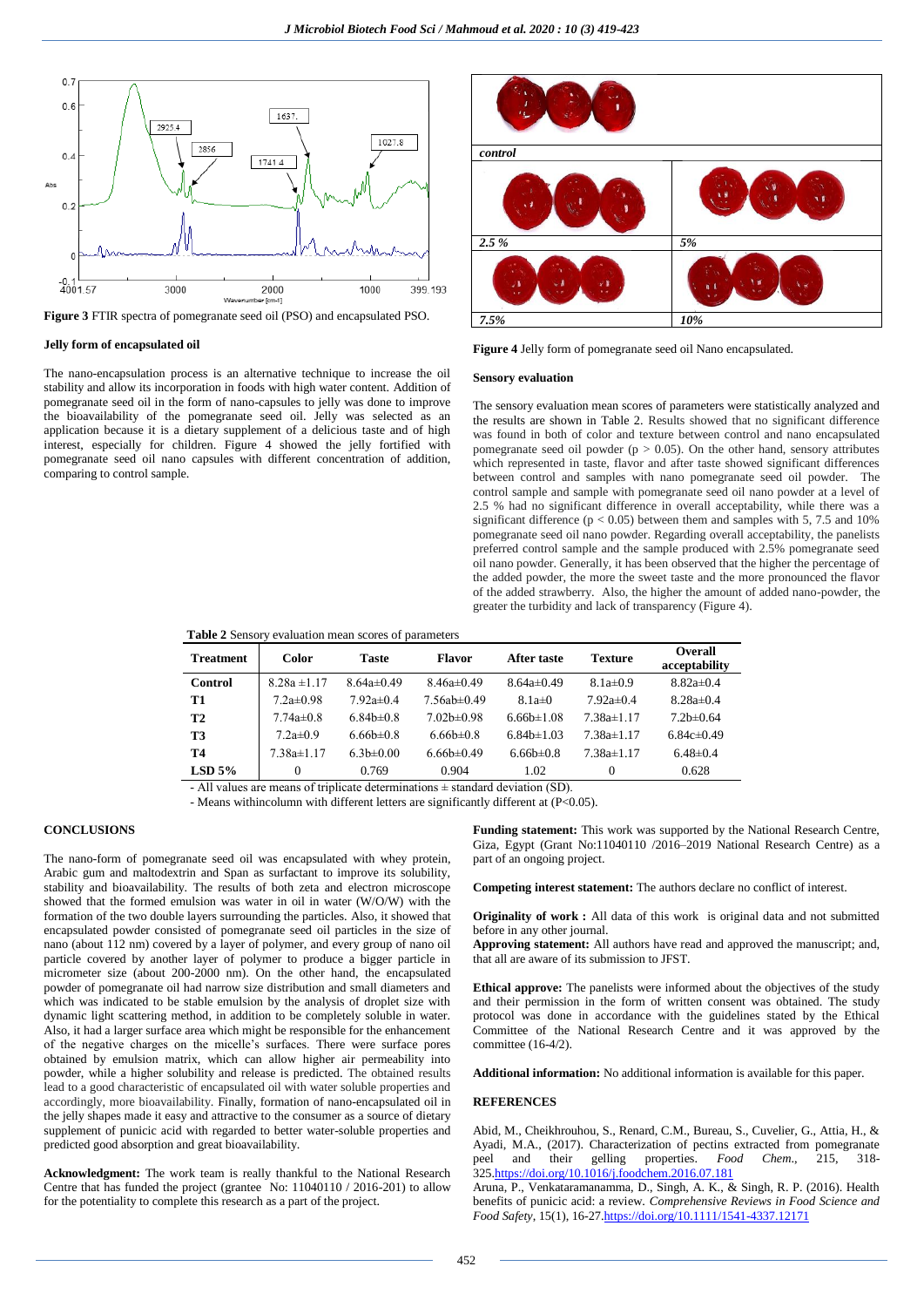**Figure 3** FTIR spectra of pomegranate seed oil (PSO) and encapsulated PSO.

### Jelly form of encapsulated oil

The nano-encapsulation process is an alternative technique to increase the oil stability and allow its incorporation in foods with high water content. Addition of pomegranate seed oil in the form of nano-capsules to jelly was done to improve the bioavailability of the pomegranate seed oil. Jelly was selected as an application because it is a dietary supplement of a delicious taste and of high interest, especially for children. Figure 4 showed the jelly fortified with pomegranate seed oil nano capsules with different concentration of addition, comparing to control sample.

**Figure 4** Jelly form of pomegranate seed oil Nano encapsulated.

### Sensory evaluation

The sensory evaluation mean scores of parameters were statistically analyzed and the results are shown in Table 2. Results showed that no significant difference was found in both of color and texture between control and nano encapsulated pomegranate seed oil powder ($p > 0.05$). On the other hand, sensory attributes which represented in taste, flavor and after taste showed significant differences between control and samples with nano pomegranate seed oil powder. The control sample and sample with pomegranate seed oil nano powder at a level of 2.5 % had no significant difference in overall acceptability, while there was a significant difference ($p < 0.05$) between them and samples with 5, 7.5 and 10% pomegranate seed oil nano powder. Regarding overall acceptability, the panelists preferred control sample and the sample produced with 2.5% pomegranate seed oil nano powder. Generally, it has been observed that the higher the percentage of the added powder, the more the sweet taste and the more pronounced the flavor of the added strawberry. Also, the higher the amount of added nano-powder, the greater the turbidity and lack of transparency (Figure 4).

**Table 2** Sensory evaluation mean scores of parameters

| Treatment | Color | Taste | Flavor | After taste | Texture | Overall acceptability |
|---|---|---|---|---|---|---|
| **Control** | 8.28a ±1.17 | 8.64a±0.49 | 8.46a±0.49 | 8.64a±0.49 | 8.1a±0.9 | 8.82a±0.4 |
| **T1** | 7.2a±0.98 | 7.92a±0.4 | 7.56ab±0.49 | 8.1a±0 | 7.92a±0.4 | 8.28a±0.4 |
| **T2** | 7.74a±0.8 | 6.84b±0.8 | 7.02b±0.98 | 6.66b±1.08 | 7.38a±1.17 | 7.2b±0.64 |
| **T3** | 7.2a±0.9 | 6.66b±0.8 | 6.66b±0.8 | 6.84b±1.03 | 7.38a±1.17 | 6.84c±0.49 |
| **T4** | 7.38a±1.17 | 6.3b±0.00 | 6.66b±0.49 | 6.66b±0.8 | 7.38a±1.17 | 6.48±0.4 |
| **LSD 5%** | 0 | 0.769 | 0.904 | 1.02 | 0 | 0.628 |

- All values are means of triplicate determinations ± standard deviation (SD).

- Means withincolumn with different letters are significantly different at (P<0.05).

## CONCLUSIONS

The nano-form of pomegranate seed oil was encapsulated with whey protein, Arabic gum and maltodextrin and Span as surfactant to improve its solubility, stability and bioavailability. The results of both zeta and electron microscope showed that the formed emulsion was water in oil in water (W/O/W) with the formation of the two double layers surrounding the particles. Also, it showed that encapsulated powder consisted of pomegranate seed oil particles in the size of nano (about 112 nm) covered by a layer of polymer, and every group of nano oil particle covered by another layer of polymer to produce a bigger particle in micrometer size (about 200-2000 nm). On the other hand, the encapsulated powder of pomegranate oil had narrow size distribution and small diameters and which was indicated to be stable emulsion by the analysis of droplet size with dynamic light scattering method, in addition to be completely soluble in water. Also, it had a larger surface area which might be responsible for the enhancement of the negative charges on the micelle's surfaces. There were surface pores obtained by emulsion matrix, which can allow higher air permeability into powder, while a higher solubility and release is predicted. The obtained results lead to a good characteristic of encapsulated oil with water soluble properties and accordingly, more bioavailability. Finally, formation of nano-encapsulated oil in the jelly shapes made it easy and attractive to the consumer as a source of dietary supplement of punicic acid with regarded to better water-soluble properties and predicted good absorption and great bioavailability.

**Acknowledgment:** The work team is really thankful to the National Research Centre that has funded the project (grantee No: 11040110 / 2016-201) to allow for the potentiality to complete this research as a part of the project.

**Funding statement:** This work was supported by the National Research Centre, Giza, Egypt (Grant No:11040110 /2016–2019 National Research Centre) as a part of an ongoing project.

**Competing interest statement:** The authors declare no conflict of interest.

**Originality of work :** All data of this work is original data and not submitted before in any other journal.

**Approving statement:** All authors have read and approved the manuscript; and, that all are aware of its submission to JFST.

**Ethical approve:** The panelists were informed about the objectives of the study and their permission in the form of written consent was obtained. The study protocol was done in accordance with the guidelines stated by the Ethical Committee of the National Research Centre and it was approved by the committee (16-4/2).

**Additional information:** No additional information is available for this paper.

## REFERENCES

Abid, M., Cheikhrouhou, S., Renard, C.M., Bureau, S., Cuvelier, G., Attia, H., & Ayadi, M.A., (2017). Characterization of pectins extracted from pomegranate peel and their gelling properties. *Food Chem.*, 215, 318-325.https://doi.org/10.1016/j.foodchem.2016.07.181

Aruna, P., Venkataramanamma, D., Singh, A. K., & Singh, R. P. (2016). Health benefits of punicic acid: a review. *Comprehensive Reviews in Food Science and Food Safety*, 15(1), 16-27.https://doi.org/10.1111/1541-4337.12171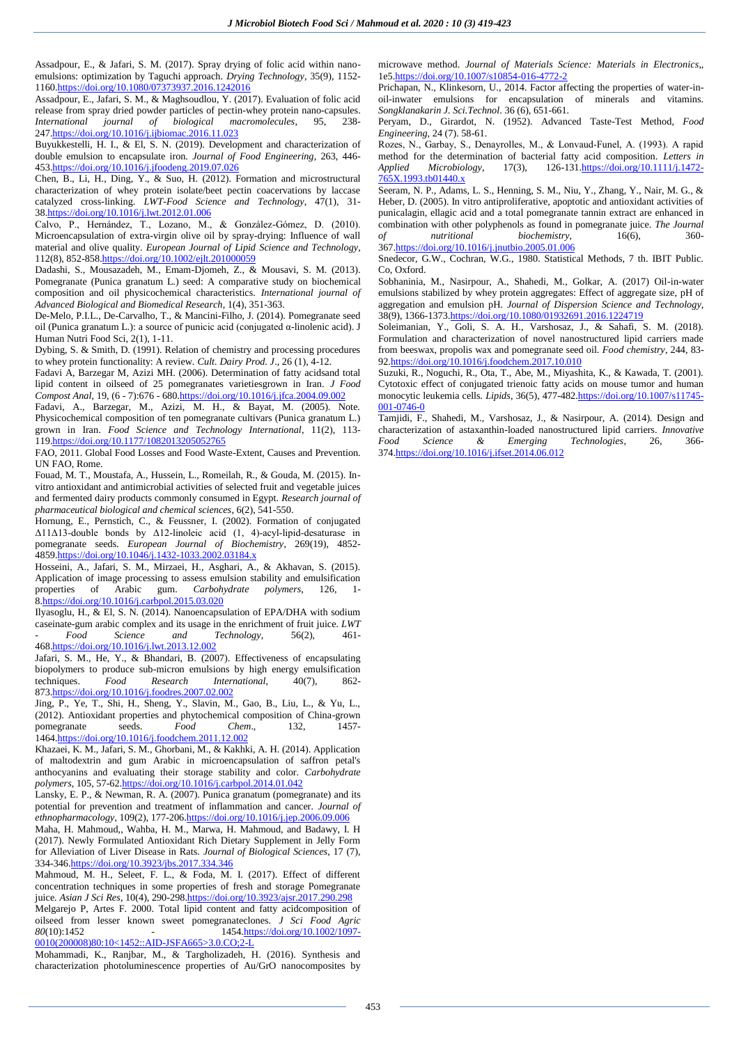Assadpour, E., & Jafari, S. M. (2017). Spray drying of folic acid within nano-emulsions: optimization by Taguchi approach. *Drying Technology*, 35(9), 1152-1160.https://doi.org/10.1080/07373937.2016.1242016

Assadpour, E., Jafari, S. M., & Maghsoudlou, Y. (2017). Evaluation of folic acid release from spray dried powder particles of pectin-whey protein nano-capsules. *International journal of biological macromolecules*, 95, 238-247.https://doi.org/10.1016/j.ijbiomac.2016.11.023

Buyukkestelli, H. I., & El, S. N. (2019). Development and characterization of double emulsion to encapsulate iron. *Journal of Food Engineering*, 263, 446-453.https://doi.org/10.1016/j.jfoodeng.2019.07.026

Chen, B., Li, H., Ding, Y., & Suo, H. (2012). Formation and microstructural characterization of whey protein isolate/beet pectin coacervations by laccase catalyzed cross-linking. *LWT-Food Science and Technology*, 47(1), 31-38.https://doi.org/10.1016/j.lwt.2012.01.006

Calvo, P., Hernández, T., Lozano, M., & González-Gómez, D. (2010). Microencapsulation of extra-virgin olive oil by spray-drying: Influence of wall material and olive quality. *European Journal of Lipid Science and Technology*, 112(8), 852-858.https://doi.org/10.1002/ejlt.201000059

Dadashi, S., Mousazadeh, M., Emam-Djomeh, Z., & Mousavi, S. M. (2013). Pomegranate (Punica granatum L.) seed: A comparative study on biochemical composition and oil physicochemical characteristics. *International journal of Advanced Biological and Biomedical Research*, 1(4), 351-363.

De-Melo, P.I.L., De-Carvalho, T., & Mancini-Filho, J. (2014). Pomegranate seed oil (Punica granatum L.): a source of punicic acid (conjugated α-linolenic acid). J Human Nutri Food Sci, 2(1), 1-11.

Dybing, S. & Smith, D. (1991). Relation of chemistry and processing procedures to whey protein functionality: A review. *Cult. Dairy Prod. J*., 26 (1), 4-12.

Fadavi A, Barzegar M, Azizi MH. (2006). Determination of fatty acidsand total lipid content in oilseed of 25 pomegranates varietiesgrown in Iran. *J Food Compost Anal*, 19, (6 - 7):676 - 680.https://doi.org/10.1016/j.jfca.2004.09.002

Fadavi, A., Barzegar, M., Azizi, M. H., & Bayat, M. (2005). Note. Physicochemical composition of ten pomegranate cultivars (Punica granatum L.) grown in Iran. *Food Science and Technology International*, 11(2), 113-119.https://doi.org/10.1177/1082013205052765

FAO, 2011. Global Food Losses and Food Waste-Extent, Causes and Prevention. UN FAO, Rome.

Fouad, M. T., Moustafa, A., Hussein, L., Romeilah, R., & Gouda, M. (2015). In-vitro antioxidant and antimicrobial activities of selected fruit and vegetable juices and fermented dairy products commonly consumed in Egypt. *Research journal of pharmaceutical biological and chemical sciences*, 6(2), 541-550.

Hornung, E., Pernstich, C., & Feussner, I. (2002). Formation of conjugated Δ11Δ13-double bonds by Δ12-linoleic acid (1, 4)-acyl-lipid-desaturase in pomegranate seeds. *European Journal of Biochemistry*, 269(19), 4852-4859.https://doi.org/10.1046/j.1432-1033.2002.03184.x

Hosseini, A., Jafari, S. M., Mirzaei, H., Asghari, A., & Akhavan, S. (2015). Application of image processing to assess emulsion stability and emulsification properties of Arabic gum. *Carbohydrate polymers*, 126, 1-8.https://doi.org/10.1016/j.carbpol.2015.03.020

Ilyasoglu, H., & El, S. N. (2014). Nanoencapsulation of EPA/DHA with sodium caseinate-gum arabic complex and its usage in the enrichment of fruit juice. *LWT - Food Science and Technology*, 56(2), 461-468.https://doi.org/10.1016/j.lwt.2013.12.002

Jafari, S. M., He, Y., & Bhandari, B. (2007). Effectiveness of encapsulating biopolymers to produce sub-micron emulsions by high energy emulsification techniques. *Food Research International*, 40(7), 862-873.https://doi.org/10.1016/j.foodres.2007.02.002

Jing, P., Ye, T., Shi, H., Sheng, Y., Slavin, M., Gao, B., Liu, L., & Yu, L., (2012). Antioxidant properties and phytochemical composition of China-grown pomegranate seeds. *Food Chem*., 132, 1457-1464.https://doi.org/10.1016/j.foodchem.2011.12.002

Khazaei, K. M., Jafari, S. M., Ghorbani, M., & Kakhki, A. H. (2014). Application of maltodextrin and gum Arabic in microencapsulation of saffron petal's anthocyanins and evaluating their storage stability and color. *Carbohydrate polymers*, 105, 57-62.https://doi.org/10.1016/j.carbpol.2014.01.042

Lansky, E. P., & Newman, R. A. (2007). Punica granatum (pomegranate) and its potential for prevention and treatment of inflammation and cancer. *Journal of ethnopharmacology*, 109(2), 177-206.https://doi.org/10.1016/j.jep.2006.09.006

Maha, H. Mahmoud,, Wahba, H. M., Marwa, H. Mahmoud, and Badawy, I. H (2017). Newly Formulated Antioxidant Rich Dietary Supplement in Jelly Form for Alleviation of Liver Disease in Rats. *Journal of Biological Sciences*, 17 (7), 334-346.https://doi.org/10.3923/jbs.2017.334.346

Mahmoud, M. H., Seleet, F. L., & Foda, M. I. (2017). Effect of different concentration techniques in some properties of fresh and storage Pomegranate juice. *Asian J Sci Res*, 10(4), 290-298.https://doi.org/10.3923/ajsr.2017.290.298

Melgarejo P, Artes F. 2000. Total lipid content and fatty acidcomposition of oilseed from lesser known sweet pomegranateclones. *J Sci Food Agric* *80*(10):1452 - 1454.https://doi.org/10.1002/1097-0010(200008)80:10<1452::AID-JSFA665>3.0.CO;2-L

Mohammadi, K., Ranjbar, M., & Targholizadeh, H. (2016). Synthesis and characterization photoluminescence properties of Au/GrO nanocomposites by microwave method. *Journal of Materials Science: Materials in Electronics*,, 1e5.https://doi.org/10.1007/s10854-016-4772-2

Prichapan, N., Klinkesorn, U., 2014. Factor affecting the properties of water-in-oil-inwater emulsions for encapsulation of minerals and vitamins. *Songklanakarin J. Sci.Technol*. 36 (6), 651-661.

Peryam, D., Girardot, N. (1952). Advanced Taste-Test Method, *Food Engineering*, 24 (7). 58-61.

Rozes, N., Garbay, S., Denayrolles, M., & Lonvaud-Funel, A. (1993). A rapid method for the determination of bacterial fatty acid composition. *Letters in Applied Microbiology*, 17(3), 126-131.https://doi.org/10.1111/j.1472-765X.1993.tb01440.x

Seeram, N. P., Adams, L. S., Henning, S. M., Niu, Y., Zhang, Y., Nair, M. G., & Heber, D. (2005). In vitro antiproliferative, apoptotic and antioxidant activities of punicalagin, ellagic acid and a total pomegranate tannin extract are enhanced in combination with other polyphenols as found in pomegranate juice. *The Journal of nutritional biochemistry*, 16(6), 360-367.https://doi.org/10.1016/j.jnutbio.2005.01.006

Snedecor, G.W., Cochran, W.G., 1980. Statistical Methods, 7 th. IBIT Public. Co, Oxford.

Sobhaninia, M., Nasirpour, A., Shahedi, M., Golkar, A. (2017) Oil-in-water emulsions stabilized by whey protein aggregates: Effect of aggregate size, pH of aggregation and emulsion pH. *Journal of Dispersion Science and Technology*, 38(9), 1366-1373.https://doi.org/10.1080/01932691.2016.1224719

Soleimanian, Y., Goli, S. A. H., Varshosaz, J., & Sahafi, S. M. (2018). Formulation and characterization of novel nanostructured lipid carriers made from beeswax, propolis wax and pomegranate seed oil. *Food chemistry*, 244, 83-92.https://doi.org/10.1016/j.foodchem.2017.10.010

Suzuki, R., Noguchi, R., Ota, T., Abe, M., Miyashita, K., & Kawada, T. (2001). Cytotoxic effect of conjugated trienoic fatty acids on mouse tumor and human monocytic leukemia cells. *Lipids*, 36(5), 477-482.https://doi.org/10.1007/s11745-001-0746-0

Tamjidi, F., Shahedi, M., Varshosaz, J., & Nasirpour, A. (2014). Design and characterization of astaxanthin-loaded nanostructured lipid carriers. *Innovative Food Science & Emerging Technologies*, 26, 366-374.https://doi.org/10.1016/j.ifset.2014.06.012